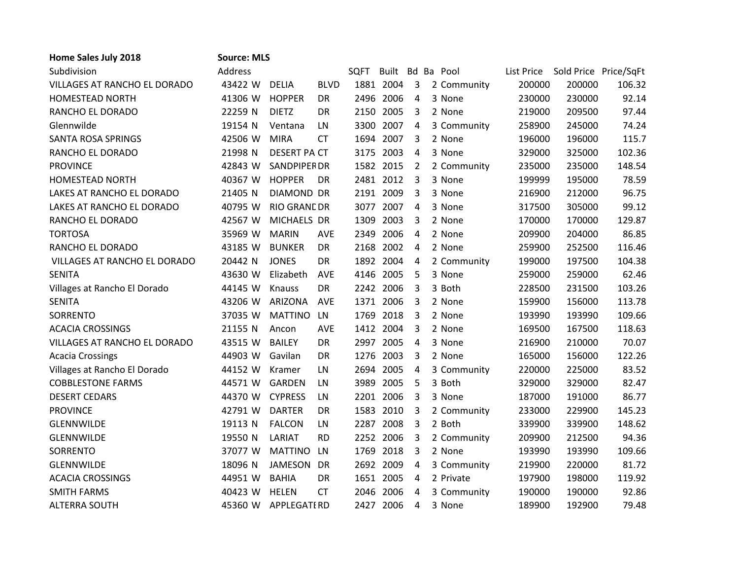**Home Sales July 2018** **Source: MLS**

| Subdivision | Address | | | SQFT | Built | Bd | Ba | Pool | List Price | Sold Price | Price/SqFt |
|---|---|---|---|---|---|---|---|---|---|---|---|
| VILLAGES AT RANCHO EL DORADO | 43422 W | DELIA | BLVD | 1881 | 2004 | 3 | 2 | Community | 200000 | 200000 | 106.32 |
| HOMESTEAD NORTH | 41306 W | HOPPER | DR | 2496 | 2006 | 4 | 3 | None | 230000 | 230000 | 92.14 |
| RANCHO EL DORADO | 22259 N | DIETZ | DR | 2150 | 2005 | 3 | 2 | None | 219000 | 209500 | 97.44 |
| Glennwilde | 19154 N | Ventana | LN | 3300 | 2007 | 4 | 3 | Community | 258900 | 245000 | 74.24 |
| SANTA ROSA SPRINGS | 42506 W | MIRA | CT | 1694 | 2007 | 3 | 2 | None | 196000 | 196000 | 115.7 |
| RANCHO EL DORADO | 21998 N | DESERT PA | CT | 3175 | 2003 | 4 | 3 | None | 329000 | 325000 | 102.36 |
| PROVINCE | 42843 W | SANDPIPER | DR | 1582 | 2015 | 2 | 2 | Community | 235000 | 235000 | 148.54 |
| HOMESTEAD NORTH | 40367 W | HOPPER | DR | 2481 | 2012 | 3 | 3 | None | 199999 | 195000 | 78.59 |
| LAKES AT RANCHO EL DORADO | 21405 N | DIAMOND | DR | 2191 | 2009 | 3 | 3 | None | 216900 | 212000 | 96.75 |
| LAKES AT RANCHO EL DORADO | 40795 W | RIO GRAND | DR | 3077 | 2007 | 4 | 3 | None | 317500 | 305000 | 99.12 |
| RANCHO EL DORADO | 42567 W | MICHAELS | DR | 1309 | 2003 | 3 | 2 | None | 170000 | 170000 | 129.87 |
| TORTOSA | 35969 W | MARIN | AVE | 2349 | 2006 | 4 | 2 | None | 209900 | 204000 | 86.85 |
| RANCHO EL DORADO | 43185 W | BUNKER | DR | 2168 | 2002 | 4 | 2 | None | 259900 | 252500 | 116.46 |
| VILLAGES AT RANCHO EL DORADO | 20442 N | JONES | DR | 1892 | 2004 | 4 | 2 | Community | 199000 | 197500 | 104.38 |
| SENITA | 43630 W | Elizabeth | AVE | 4146 | 2005 | 5 | 3 | None | 259000 | 259000 | 62.46 |
| Villages at Rancho El Dorado | 44145 W | Knauss | DR | 2242 | 2006 | 3 | 3 | Both | 228500 | 231500 | 103.26 |
| SENITA | 43206 W | ARIZONA | AVE | 1371 | 2006 | 3 | 2 | None | 159900 | 156000 | 113.78 |
| SORRENTO | 37035 W | MATTINO | LN | 1769 | 2018 | 3 | 2 | None | 193990 | 193990 | 109.66 |
| ACACIA CROSSINGS | 21155 N | Ancon | AVE | 1412 | 2004 | 3 | 2 | None | 169500 | 167500 | 118.63 |
| VILLAGES AT RANCHO EL DORADO | 43515 W | BAILEY | DR | 2997 | 2005 | 4 | 3 | None | 216900 | 210000 | 70.07 |
| Acacia Crossings | 44903 W | Gavilan | DR | 1276 | 2003 | 3 | 2 | None | 165000 | 156000 | 122.26 |
| Villages at Rancho El Dorado | 44152 W | Kramer | LN | 2694 | 2005 | 4 | 3 | Community | 220000 | 225000 | 83.52 |
| COBBLESTONE FARMS | 44571 W | GARDEN | LN | 3989 | 2005 | 5 | 3 | Both | 329000 | 329000 | 82.47 |
| DESERT CEDARS | 44370 W | CYPRESS | LN | 2201 | 2006 | 3 | 3 | None | 187000 | 191000 | 86.77 |
| PROVINCE | 42791 W | DARTER | DR | 1583 | 2010 | 3 | 2 | Community | 233000 | 229900 | 145.23 |
| GLENNWILDE | 19113 N | FALCON | LN | 2287 | 2008 | 3 | 2 | Both | 339900 | 339900 | 148.62 |
| GLENNWILDE | 19550 N | LARIAT | RD | 2252 | 2006 | 3 | 2 | Community | 209900 | 212500 | 94.36 |
| SORRENTO | 37077 W | MATTINO | LN | 1769 | 2018 | 3 | 2 | None | 193990 | 193990 | 109.66 |
| GLENNWILDE | 18096 N | JAMESON | DR | 2692 | 2009 | 4 | 3 | Community | 219900 | 220000 | 81.72 |
| ACACIA CROSSINGS | 44951 W | BAHIA | DR | 1651 | 2005 | 4 | 2 | Private | 197900 | 198000 | 119.92 |
| SMITH FARMS | 40423 W | HELEN | CT | 2046 | 2006 | 4 | 3 | Community | 190000 | 190000 | 92.86 |
| ALTERRA SOUTH | 45360 W | APPLEGATE | RD | 2427 | 2006 | 4 | 3 | None | 189900 | 192900 | 79.48 |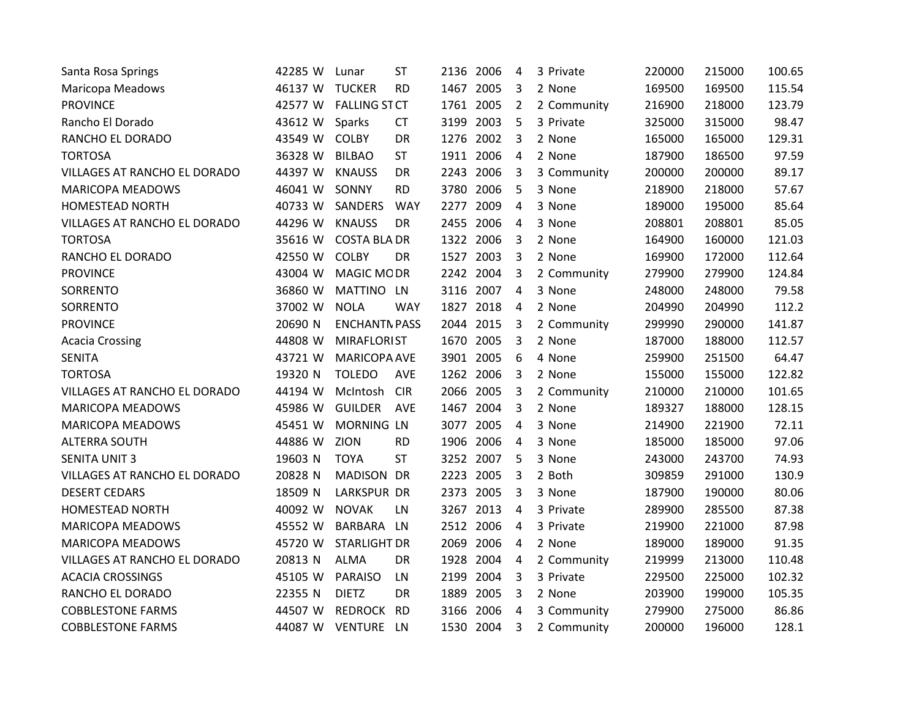| | | | | | | | | | | | | |
|---|---|---|---|---|---|---|---|---|---|---|---|---|
| Santa Rosa Springs | 42285 | W | Lunar | ST | 2136 | 2006 | 4 | 3 | Private | 220000 | 215000 | 100.65 |
| Maricopa Meadows | 46137 | W | TUCKER | RD | 1467 | 2005 | 3 | 2 | None | 169500 | 169500 | 115.54 |
| PROVINCE | 42577 | W | FALLING ST | CT | 1761 | 2005 | 2 | 2 | Community | 216900 | 218000 | 123.79 |
| Rancho El Dorado | 43612 | W | Sparks | CT | 3199 | 2003 | 5 | 3 | Private | 325000 | 315000 | 98.47 |
| RANCHO EL DORADO | 43549 | W | COLBY | DR | 1276 | 2002 | 3 | 2 | None | 165000 | 165000 | 129.31 |
| TORTOSA | 36328 | W | BILBAO | ST | 1911 | 2006 | 4 | 2 | None | 187900 | 186500 | 97.59 |
| VILLAGES AT RANCHO EL DORADO | 44397 | W | KNAUSS | DR | 2243 | 2006 | 3 | 3 | Community | 200000 | 200000 | 89.17 |
| MARICOPA MEADOWS | 46041 | W | SONNY | RD | 3780 | 2006 | 5 | 3 | None | 218900 | 218000 | 57.67 |
| HOMESTEAD NORTH | 40733 | W | SANDERS | WAY | 2277 | 2009 | 4 | 3 | None | 189000 | 195000 | 85.64 |
| VILLAGES AT RANCHO EL DORADO | 44296 | W | KNAUSS | DR | 2455 | 2006 | 4 | 3 | None | 208801 | 208801 | 85.05 |
| TORTOSA | 35616 | W | COSTA BLA | DR | 1322 | 2006 | 3 | 2 | None | 164900 | 160000 | 121.03 |
| RANCHO EL DORADO | 42550 | W | COLBY | DR | 1527 | 2003 | 3 | 2 | None | 169900 | 172000 | 112.64 |
| PROVINCE | 43004 | W | MAGIC MO | DR | 2242 | 2004 | 3 | 2 | Community | 279900 | 279900 | 124.84 |
| SORRENTO | 36860 | W | MATTINO | LN | 3116 | 2007 | 4 | 3 | None | 248000 | 248000 | 79.58 |
| SORRENTO | 37002 | W | NOLA | WAY | 1827 | 2018 | 4 | 2 | None | 204990 | 204990 | 112.2 |
| PROVINCE | 20690 | N | ENCHANTM | PASS | 2044 | 2015 | 3 | 2 | Community | 299990 | 290000 | 141.87 |
| Acacia Crossing | 44808 | W | MIRAFLORI | ST | 1670 | 2005 | 3 | 2 | None | 187000 | 188000 | 112.57 |
| SENITA | 43721 | W | MARICOPA | AVE | 3901 | 2005 | 6 | 4 | None | 259900 | 251500 | 64.47 |
| TORTOSA | 19320 | N | TOLEDO | AVE | 1262 | 2006 | 3 | 2 | None | 155000 | 155000 | 122.82 |
| VILLAGES AT RANCHO EL DORADO | 44194 | W | McIntosh | CIR | 2066 | 2005 | 3 | 2 | Community | 210000 | 210000 | 101.65 |
| MARICOPA MEADOWS | 45986 | W | GUILDER | AVE | 1467 | 2004 | 3 | 2 | None | 189327 | 188000 | 128.15 |
| MARICOPA MEADOWS | 45451 | W | MORNING | LN | 3077 | 2005 | 4 | 3 | None | 214900 | 221900 | 72.11 |
| ALTERRA SOUTH | 44886 | W | ZION | RD | 1906 | 2006 | 4 | 3 | None | 185000 | 185000 | 97.06 |
| SENITA UNIT 3 | 19603 | N | TOYA | ST | 3252 | 2007 | 5 | 3 | None | 243000 | 243700 | 74.93 |
| VILLAGES AT RANCHO EL DORADO | 20828 | N | MADISON | DR | 2223 | 2005 | 3 | 2 | Both | 309859 | 291000 | 130.9 |
| DESERT CEDARS | 18509 | N | LARKSPUR | DR | 2373 | 2005 | 3 | 3 | None | 187900 | 190000 | 80.06 |
| HOMESTEAD NORTH | 40092 | W | NOVAK | LN | 3267 | 2013 | 4 | 3 | Private | 289900 | 285500 | 87.38 |
| MARICOPA MEADOWS | 45552 | W | BARBARA | LN | 2512 | 2006 | 4 | 3 | Private | 219900 | 221000 | 87.98 |
| MARICOPA MEADOWS | 45720 | W | STARLIGHT | DR | 2069 | 2006 | 4 | 2 | None | 189000 | 189000 | 91.35 |
| VILLAGES AT RANCHO EL DORADO | 20813 | N | ALMA | DR | 1928 | 2004 | 4 | 2 | Community | 219999 | 213000 | 110.48 |
| ACACIA CROSSINGS | 45105 | W | PARAISO | LN | 2199 | 2004 | 3 | 3 | Private | 229500 | 225000 | 102.32 |
| RANCHO EL DORADO | 22355 | N | DIETZ | DR | 1889 | 2005 | 3 | 2 | None | 203900 | 199000 | 105.35 |
| COBBLESTONE FARMS | 44507 | W | REDROCK | RD | 3166 | 2006 | 4 | 3 | Community | 279900 | 275000 | 86.86 |
| COBBLESTONE FARMS | 44087 | W | VENTURE | LN | 1530 | 2004 | 3 | 2 | Community | 200000 | 196000 | 128.1 |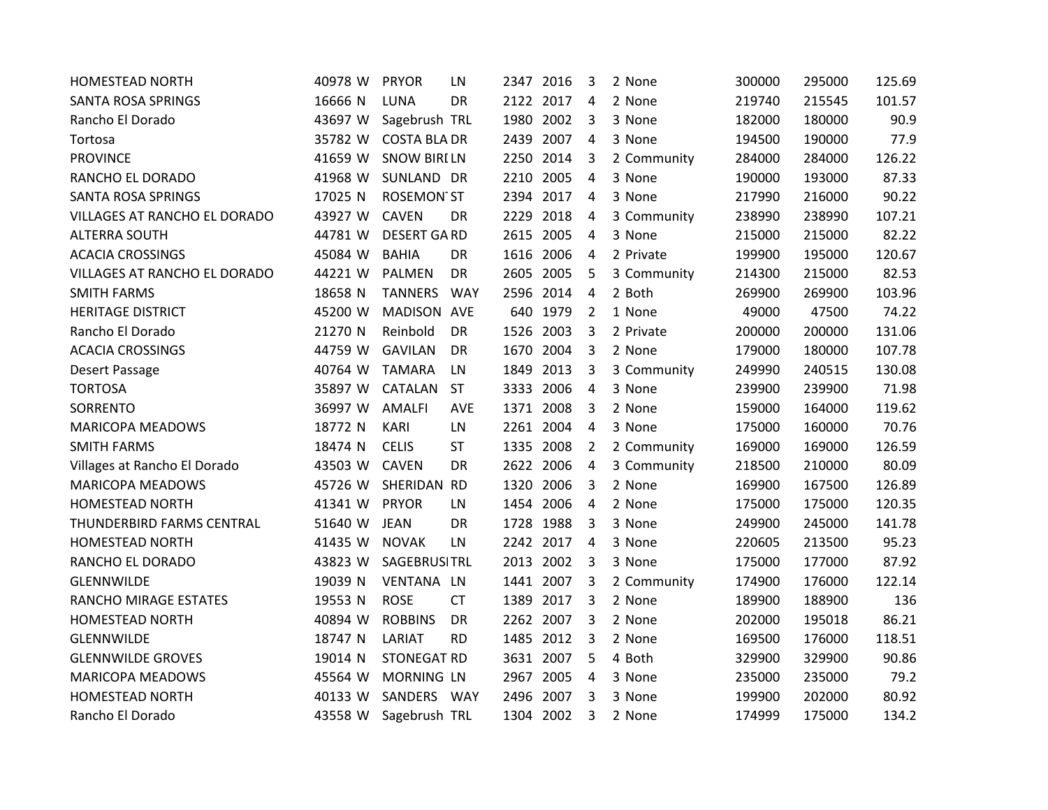| | | | | | | | | | | | | |
|---|---|---|---|---|---|---|---|---|---|---|---|---|
| HOMESTEAD NORTH | 40978 | W | PRYOR | LN | 2347 | 2016 | 3 | 2 | None | 300000 | 295000 | 125.69 |
| SANTA ROSA SPRINGS | 16666 | N | LUNA | DR | 2122 | 2017 | 4 | 2 | None | 219740 | 215545 | 101.57 |
| Rancho El Dorado | 43697 | W | Sagebrush | TRL | 1980 | 2002 | 3 | 3 | None | 182000 | 180000 | 90.9 |
| Tortosa | 35782 | W | COSTA BLA | DR | 2439 | 2007 | 4 | 3 | None | 194500 | 190000 | 77.9 |
| PROVINCE | 41659 | W | SNOW BIRI | LN | 2250 | 2014 | 3 | 2 | Community | 284000 | 284000 | 126.22 |
| RANCHO EL DORADO | 41968 | W | SUNLAND | DR | 2210 | 2005 | 4 | 3 | None | 190000 | 193000 | 87.33 |
| SANTA ROSA SPRINGS | 17025 | N | ROSEMON | ST | 2394 | 2017 | 4 | 3 | None | 217990 | 216000 | 90.22 |
| VILLAGES AT RANCHO EL DORADO | 43927 | W | CAVEN | DR | 2229 | 2018 | 4 | 3 | Community | 238990 | 238990 | 107.21 |
| ALTERRA SOUTH | 44781 | W | DESERT GA | RD | 2615 | 2005 | 4 | 3 | None | 215000 | 215000 | 82.22 |
| ACACIA CROSSINGS | 45084 | W | BAHIA | DR | 1616 | 2006 | 4 | 2 | Private | 199900 | 195000 | 120.67 |
| VILLAGES AT RANCHO EL DORADO | 44221 | W | PALMEN | DR | 2605 | 2005 | 5 | 3 | Community | 214300 | 215000 | 82.53 |
| SMITH FARMS | 18658 | N | TANNERS | WAY | 2596 | 2014 | 4 | 2 | Both | 269900 | 269900 | 103.96 |
| HERITAGE DISTRICT | 45200 | W | MADISON | AVE | 640 | 1979 | 2 | 1 | None | 49000 | 47500 | 74.22 |
| Rancho El Dorado | 21270 | N | Reinbold | DR | 1526 | 2003 | 3 | 2 | Private | 200000 | 200000 | 131.06 |
| ACACIA CROSSINGS | 44759 | W | GAVILAN | DR | 1670 | 2004 | 3 | 2 | None | 179000 | 180000 | 107.78 |
| Desert Passage | 40764 | W | TAMARA | LN | 1849 | 2013 | 3 | 3 | Community | 249990 | 240515 | 130.08 |
| TORTOSA | 35897 | W | CATALAN | ST | 3333 | 2006 | 4 | 3 | None | 239900 | 239900 | 71.98 |
| SORRENTO | 36997 | W | AMALFI | AVE | 1371 | 2008 | 3 | 2 | None | 159000 | 164000 | 119.62 |
| MARICOPA MEADOWS | 18772 | N | KARI | LN | 2261 | 2004 | 4 | 3 | None | 175000 | 160000 | 70.76 |
| SMITH FARMS | 18474 | N | CELIS | ST | 1335 | 2008 | 2 | 2 | Community | 169000 | 169000 | 126.59 |
| Villages at Rancho El Dorado | 43503 | W | CAVEN | DR | 2622 | 2006 | 4 | 3 | Community | 218500 | 210000 | 80.09 |
| MARICOPA MEADOWS | 45726 | W | SHERIDAN | RD | 1320 | 2006 | 3 | 2 | None | 169900 | 167500 | 126.89 |
| HOMESTEAD NORTH | 41341 | W | PRYOR | LN | 1454 | 2006 | 4 | 2 | None | 175000 | 175000 | 120.35 |
| THUNDERBIRD FARMS CENTRAL | 51640 | W | JEAN | DR | 1728 | 1988 | 3 | 3 | None | 249900 | 245000 | 141.78 |
| HOMESTEAD NORTH | 41435 | W | NOVAK | LN | 2242 | 2017 | 4 | 3 | None | 220605 | 213500 | 95.23 |
| RANCHO EL DORADO | 43823 | W | SAGEBRUSI | TRL | 2013 | 2002 | 3 | 3 | None | 175000 | 177000 | 87.92 |
| GLENNWILDE | 19039 | N | VENTANA | LN | 1441 | 2007 | 3 | 2 | Community | 174900 | 176000 | 122.14 |
| RANCHO MIRAGE ESTATES | 19553 | N | ROSE | CT | 1389 | 2017 | 3 | 2 | None | 189900 | 188900 | 136 |
| HOMESTEAD NORTH | 40894 | W | ROBBINS | DR | 2262 | 2007 | 3 | 2 | None | 202000 | 195018 | 86.21 |
| GLENNWILDE | 18747 | N | LARIAT | RD | 1485 | 2012 | 3 | 2 | None | 169500 | 176000 | 118.51 |
| GLENNWILDE GROVES | 19014 | N | STONEGAT | RD | 3631 | 2007 | 5 | 4 | Both | 329900 | 329900 | 90.86 |
| MARICOPA MEADOWS | 45564 | W | MORNING | LN | 2967 | 2005 | 4 | 3 | None | 235000 | 235000 | 79.2 |
| HOMESTEAD NORTH | 40133 | W | SANDERS | WAY | 2496 | 2007 | 3 | 3 | None | 199900 | 202000 | 80.92 |
| Rancho El Dorado | 43558 | W | Sagebrush | TRL | 1304 | 2002 | 3 | 2 | None | 174999 | 175000 | 134.2 |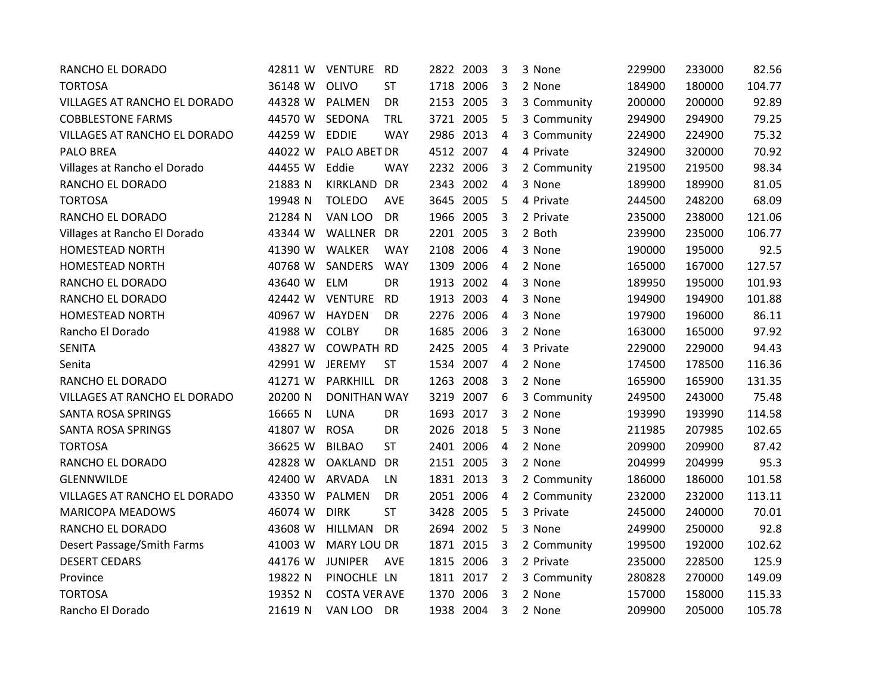| | | | | | | | | | | | | |
|---|---|---|---|---|---|---|---|---|---|---|---|---|
| RANCHO EL DORADO | 42811 | W | VENTURE | RD | 2822 | 2003 | 3 | 3 | None | 229900 | 233000 | 82.56 |
| TORTOSA | 36148 | W | OLIVO | ST | 1718 | 2006 | 3 | 2 | None | 184900 | 180000 | 104.77 |
| VILLAGES AT RANCHO EL DORADO | 44328 | W | PALMEN | DR | 2153 | 2005 | 3 | 3 | Community | 200000 | 200000 | 92.89 |
| COBBLESTONE FARMS | 44570 | W | SEDONA | TRL | 3721 | 2005 | 5 | 3 | Community | 294900 | 294900 | 79.25 |
| VILLAGES AT RANCHO EL DORADO | 44259 | W | EDDIE | WAY | 2986 | 2013 | 4 | 3 | Community | 224900 | 224900 | 75.32 |
| PALO BREA | 44022 | W | PALO ABET | DR | 4512 | 2007 | 4 | 4 | Private | 324900 | 320000 | 70.92 |
| Villages at Rancho el Dorado | 44455 | W | Eddie | WAY | 2232 | 2006 | 3 | 2 | Community | 219500 | 219500 | 98.34 |
| RANCHO EL DORADO | 21883 | N | KIRKLAND | DR | 2343 | 2002 | 4 | 3 | None | 189900 | 189900 | 81.05 |
| TORTOSA | 19948 | N | TOLEDO | AVE | 3645 | 2005 | 5 | 4 | Private | 244500 | 248200 | 68.09 |
| RANCHO EL DORADO | 21284 | N | VAN LOO | DR | 1966 | 2005 | 3 | 2 | Private | 235000 | 238000 | 121.06 |
| Villages at Rancho El Dorado | 43344 | W | WALLNER | DR | 2201 | 2005 | 3 | 2 | Both | 239900 | 235000 | 106.77 |
| HOMESTEAD NORTH | 41390 | W | WALKER | WAY | 2108 | 2006 | 4 | 3 | None | 190000 | 195000 | 92.5 |
| HOMESTEAD NORTH | 40768 | W | SANDERS | WAY | 1309 | 2006 | 4 | 2 | None | 165000 | 167000 | 127.57 |
| RANCHO EL DORADO | 43640 | W | ELM | DR | 1913 | 2002 | 4 | 3 | None | 189950 | 195000 | 101.93 |
| RANCHO EL DORADO | 42442 | W | VENTURE | RD | 1913 | 2003 | 4 | 3 | None | 194900 | 194900 | 101.88 |
| HOMESTEAD NORTH | 40967 | W | HAYDEN | DR | 2276 | 2006 | 4 | 3 | None | 197900 | 196000 | 86.11 |
| Rancho El Dorado | 41988 | W | COLBY | DR | 1685 | 2006 | 3 | 2 | None | 163000 | 165000 | 97.92 |
| SENITA | 43827 | W | COWPATH | RD | 2425 | 2005 | 4 | 3 | Private | 229000 | 229000 | 94.43 |
| Senita | 42991 | W | JEREMY | ST | 1534 | 2007 | 4 | 2 | None | 174500 | 178500 | 116.36 |
| RANCHO EL DORADO | 41271 | W | PARKHILL | DR | 1263 | 2008 | 3 | 2 | None | 165900 | 165900 | 131.35 |
| VILLAGES AT RANCHO EL DORADO | 20200 | N | DONITHAN | WAY | 3219 | 2007 | 6 | 3 | Community | 249500 | 243000 | 75.48 |
| SANTA ROSA SPRINGS | 16665 | N | LUNA | DR | 1693 | 2017 | 3 | 2 | None | 193990 | 193990 | 114.58 |
| SANTA ROSA SPRINGS | 41807 | W | ROSA | DR | 2026 | 2018 | 5 | 3 | None | 211985 | 207985 | 102.65 |
| TORTOSA | 36625 | W | BILBAO | ST | 2401 | 2006 | 4 | 2 | None | 209900 | 209900 | 87.42 |
| RANCHO EL DORADO | 42828 | W | OAKLAND | DR | 2151 | 2005 | 3 | 2 | None | 204999 | 204999 | 95.3 |
| GLENNWILDE | 42400 | W | ARVADA | LN | 1831 | 2013 | 3 | 2 | Community | 186000 | 186000 | 101.58 |
| VILLAGES AT RANCHO EL DORADO | 43350 | W | PALMEN | DR | 2051 | 2006 | 4 | 2 | Community | 232000 | 232000 | 113.11 |
| MARICOPA MEADOWS | 46074 | W | DIRK | ST | 3428 | 2005 | 5 | 3 | Private | 245000 | 240000 | 70.01 |
| RANCHO EL DORADO | 43608 | W | HILLMAN | DR | 2694 | 2002 | 5 | 3 | None | 249900 | 250000 | 92.8 |
| Desert Passage/Smith Farms | 41003 | W | MARY LOU | DR | 1871 | 2015 | 3 | 2 | Community | 199500 | 192000 | 102.62 |
| DESERT CEDARS | 44176 | W | JUNIPER | AVE | 1815 | 2006 | 3 | 2 | Private | 235000 | 228500 | 125.9 |
| Province | 19822 | N | PINOCHLE | LN | 1811 | 2017 | 2 | 3 | Community | 280828 | 270000 | 149.09 |
| TORTOSA | 19352 | N | COSTA VER | AVE | 1370 | 2006 | 3 | 2 | None | 157000 | 158000 | 115.33 |
| Rancho El Dorado | 21619 | N | VAN LOO | DR | 1938 | 2004 | 3 | 2 | None | 209900 | 205000 | 105.78 |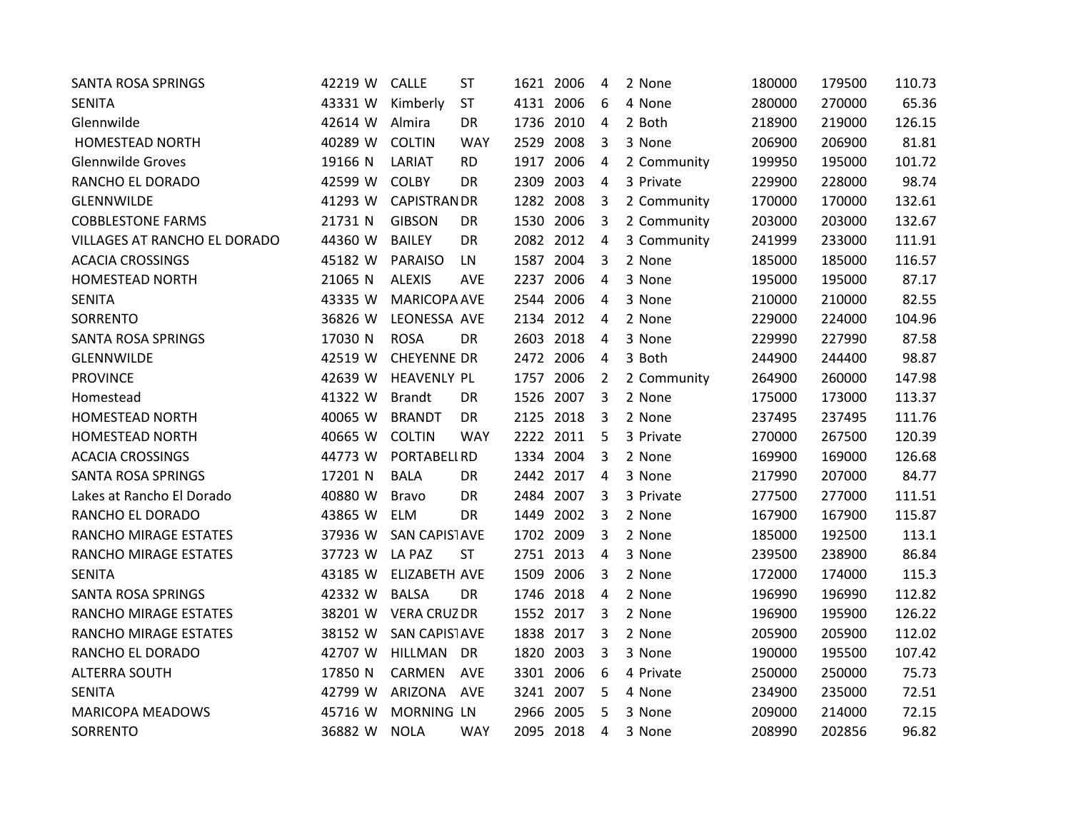| | | | | | | | | | | | | |
|---|---|---|---|---|---|---|---|---|---|---|---|---|
| SANTA ROSA SPRINGS | 42219 | W | CALLE | ST | 1621 | 2006 | 4 | 2 | None | 180000 | 179500 | 110.73 |
| SENITA | 43331 | W | Kimberly | ST | 4131 | 2006 | 6 | 4 | None | 280000 | 270000 | 65.36 |
| Glennwilde | 42614 | W | Almira | DR | 1736 | 2010 | 4 | 2 | Both | 218900 | 219000 | 126.15 |
| HOMESTEAD NORTH | 40289 | W | COLTIN | WAY | 2529 | 2008 | 3 | 3 | None | 206900 | 206900 | 81.81 |
| Glennwilde Groves | 19166 | N | LARIAT | RD | 1917 | 2006 | 4 | 2 | Community | 199950 | 195000 | 101.72 |
| RANCHO EL DORADO | 42599 | W | COLBY | DR | 2309 | 2003 | 4 | 3 | Private | 229900 | 228000 | 98.74 |
| GLENNWILDE | 41293 | W | CAPISTRAN | DR | 1282 | 2008 | 3 | 2 | Community | 170000 | 170000 | 132.61 |
| COBBLESTONE FARMS | 21731 | N | GIBSON | DR | 1530 | 2006 | 3 | 2 | Community | 203000 | 203000 | 132.67 |
| VILLAGES AT RANCHO EL DORADO | 44360 | W | BAILEY | DR | 2082 | 2012 | 4 | 3 | Community | 241999 | 233000 | 111.91 |
| ACACIA CROSSINGS | 45182 | W | PARAISO | LN | 1587 | 2004 | 3 | 2 | None | 185000 | 185000 | 116.57 |
| HOMESTEAD NORTH | 21065 | N | ALEXIS | AVE | 2237 | 2006 | 4 | 3 | None | 195000 | 195000 | 87.17 |
| SENITA | 43335 | W | MARICOPA | AVE | 2544 | 2006 | 4 | 3 | None | 210000 | 210000 | 82.55 |
| SORRENTO | 36826 | W | LEONESSA | AVE | 2134 | 2012 | 4 | 2 | None | 229000 | 224000 | 104.96 |
| SANTA ROSA SPRINGS | 17030 | N | ROSA | DR | 2603 | 2018 | 4 | 3 | None | 229990 | 227990 | 87.58 |
| GLENNWILDE | 42519 | W | CHEYENNE | DR | 2472 | 2006 | 4 | 3 | Both | 244900 | 244400 | 98.87 |
| PROVINCE | 42639 | W | HEAVENLY | PL | 1757 | 2006 | 2 | 2 | Community | 264900 | 260000 | 147.98 |
| Homestead | 41322 | W | Brandt | DR | 1526 | 2007 | 3 | 2 | None | 175000 | 173000 | 113.37 |
| HOMESTEAD NORTH | 40065 | W | BRANDT | DR | 2125 | 2018 | 3 | 2 | None | 237495 | 237495 | 111.76 |
| HOMESTEAD NORTH | 40665 | W | COLTIN | WAY | 2222 | 2011 | 5 | 3 | Private | 270000 | 267500 | 120.39 |
| ACACIA CROSSINGS | 44773 | W | PORTABELL | RD | 1334 | 2004 | 3 | 2 | None | 169900 | 169000 | 126.68 |
| SANTA ROSA SPRINGS | 17201 | N | BALA | DR | 2442 | 2017 | 4 | 3 | None | 217990 | 207000 | 84.77 |
| Lakes at Rancho El Dorado | 40880 | W | Bravo | DR | 2484 | 2007 | 3 | 3 | Private | 277500 | 277000 | 111.51 |
| RANCHO EL DORADO | 43865 | W | ELM | DR | 1449 | 2002 | 3 | 2 | None | 167900 | 167900 | 115.87 |
| RANCHO MIRAGE ESTATES | 37936 | W | SAN CAPIST | AVE | 1702 | 2009 | 3 | 2 | None | 185000 | 192500 | 113.1 |
| RANCHO MIRAGE ESTATES | 37723 | W | LA PAZ | ST | 2751 | 2013 | 4 | 3 | None | 239500 | 238900 | 86.84 |
| SENITA | 43185 | W | ELIZABETH | AVE | 1509 | 2006 | 3 | 2 | None | 172000 | 174000 | 115.3 |
| SANTA ROSA SPRINGS | 42332 | W | BALSA | DR | 1746 | 2018 | 4 | 2 | None | 196990 | 196990 | 112.82 |
| RANCHO MIRAGE ESTATES | 38201 | W | VERA CRUZ | DR | 1552 | 2017 | 3 | 2 | None | 196900 | 195900 | 126.22 |
| RANCHO MIRAGE ESTATES | 38152 | W | SAN CAPIST | AVE | 1838 | 2017 | 3 | 2 | None | 205900 | 205900 | 112.02 |
| RANCHO EL DORADO | 42707 | W | HILLMAN | DR | 1820 | 2003 | 3 | 3 | None | 190000 | 195500 | 107.42 |
| ALTERRA SOUTH | 17850 | N | CARMEN | AVE | 3301 | 2006 | 6 | 4 | Private | 250000 | 250000 | 75.73 |
| SENITA | 42799 | W | ARIZONA | AVE | 3241 | 2007 | 5 | 4 | None | 234900 | 235000 | 72.51 |
| MARICOPA MEADOWS | 45716 | W | MORNING | LN | 2966 | 2005 | 5 | 3 | None | 209000 | 214000 | 72.15 |
| SORRENTO | 36882 | W | NOLA | WAY | 2095 | 2018 | 4 | 3 | None | 208990 | 202856 | 96.82 |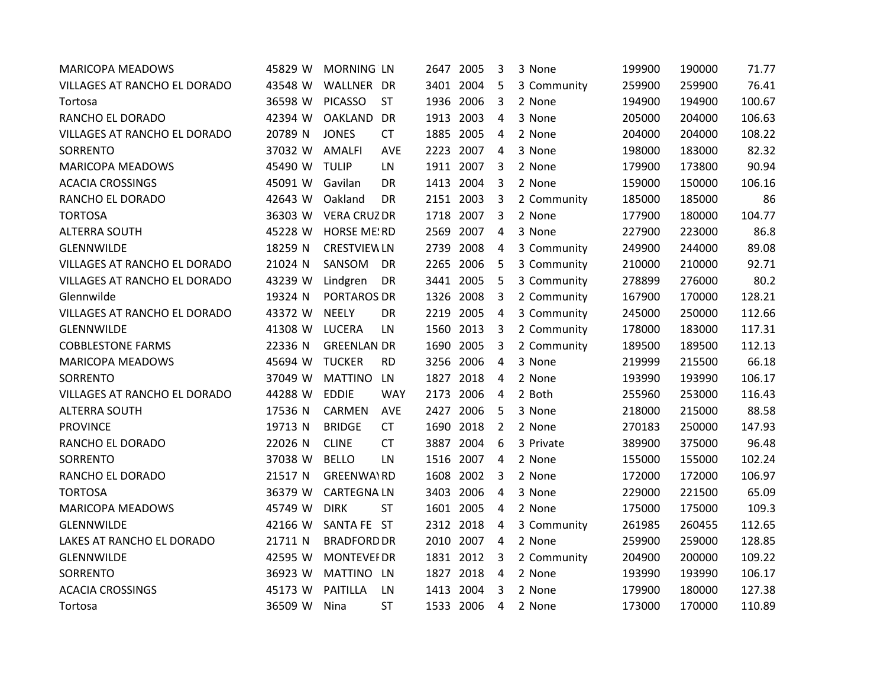| | | | | | | | | | | | | |
|---|---|---|---|---|---|---|---|---|---|---|---|---|
| MARICOPA MEADOWS | 45829 | W | MORNING | LN | 2647 | 2005 | 3 | 3 | None | 199900 | 190000 | 71.77 |
| VILLAGES AT RANCHO EL DORADO | 43548 | W | WALLNER | DR | 3401 | 2004 | 5 | 3 | Community | 259900 | 259900 | 76.41 |
| Tortosa | 36598 | W | PICASSO | ST | 1936 | 2006 | 3 | 2 | None | 194900 | 194900 | 100.67 |
| RANCHO EL DORADO | 42394 | W | OAKLAND | DR | 1913 | 2003 | 4 | 3 | None | 205000 | 204000 | 106.63 |
| VILLAGES AT RANCHO EL DORADO | 20789 | N | JONES | CT | 1885 | 2005 | 4 | 2 | None | 204000 | 204000 | 108.22 |
| SORRENTO | 37032 | W | AMALFI | AVE | 2223 | 2007 | 4 | 3 | None | 198000 | 183000 | 82.32 |
| MARICOPA MEADOWS | 45490 | W | TULIP | LN | 1911 | 2007 | 3 | 2 | None | 179900 | 173800 | 90.94 |
| ACACIA CROSSINGS | 45091 | W | Gavilan | DR | 1413 | 2004 | 3 | 2 | None | 159000 | 150000 | 106.16 |
| RANCHO EL DORADO | 42643 | W | Oakland | DR | 2151 | 2003 | 3 | 2 | Community | 185000 | 185000 | 86 |
| TORTOSA | 36303 | W | VERA CRUZ | DR | 1718 | 2007 | 3 | 2 | None | 177900 | 180000 | 104.77 |
| ALTERRA SOUTH | 45228 | W | HORSE ME: | RD | 2569 | 2007 | 4 | 3 | None | 227900 | 223000 | 86.8 |
| GLENNWILDE | 18259 | N | CRESTVIEW | LN | 2739 | 2008 | 4 | 3 | Community | 249900 | 244000 | 89.08 |
| VILLAGES AT RANCHO EL DORADO | 21024 | N | SANSOM | DR | 2265 | 2006 | 5 | 3 | Community | 210000 | 210000 | 92.71 |
| VILLAGES AT RANCHO EL DORADO | 43239 | W | Lindgren | DR | 3441 | 2005 | 5 | 3 | Community | 278899 | 276000 | 80.2 |
| Glennwilde | 19324 | N | PORTAROS | DR | 1326 | 2008 | 3 | 2 | Community | 167900 | 170000 | 128.21 |
| VILLAGES AT RANCHO EL DORADO | 43372 | W | NEELY | DR | 2219 | 2005 | 4 | 3 | Community | 245000 | 250000 | 112.66 |
| GLENNWILDE | 41308 | W | LUCERA | LN | 1560 | 2013 | 3 | 2 | Community | 178000 | 183000 | 117.31 |
| COBBLESTONE FARMS | 22336 | N | GREENLAN | DR | 1690 | 2005 | 3 | 2 | Community | 189500 | 189500 | 112.13 |
| MARICOPA MEADOWS | 45694 | W | TUCKER | RD | 3256 | 2006 | 4 | 3 | None | 219999 | 215500 | 66.18 |
| SORRENTO | 37049 | W | MATTINO | LN | 1827 | 2018 | 4 | 2 | None | 193990 | 193990 | 106.17 |
| VILLAGES AT RANCHO EL DORADO | 44288 | W | EDDIE | WAY | 2173 | 2006 | 4 | 2 | Both | 255960 | 253000 | 116.43 |
| ALTERRA SOUTH | 17536 | N | CARMEN | AVE | 2427 | 2006 | 5 | 3 | None | 218000 | 215000 | 88.58 |
| PROVINCE | 19713 | N | BRIDGE | CT | 1690 | 2018 | 2 | 2 | None | 270183 | 250000 | 147.93 |
| RANCHO EL DORADO | 22026 | N | CLINE | CT | 3887 | 2004 | 6 | 3 | Private | 389900 | 375000 | 96.48 |
| SORRENTO | 37038 | W | BELLO | LN | 1516 | 2007 | 4 | 2 | None | 155000 | 155000 | 102.24 |
| RANCHO EL DORADO | 21517 | N | GREENWAY | RD | 1608 | 2002 | 3 | 2 | None | 172000 | 172000 | 106.97 |
| TORTOSA | 36379 | W | CARTEGNA | LN | 3403 | 2006 | 4 | 3 | None | 229000 | 221500 | 65.09 |
| MARICOPA MEADOWS | 45749 | W | DIRK | ST | 1601 | 2005 | 4 | 2 | None | 175000 | 175000 | 109.3 |
| GLENNWILDE | 42166 | W | SANTA FE | ST | 2312 | 2018 | 4 | 3 | Community | 261985 | 260455 | 112.65 |
| LAKES AT RANCHO EL DORADO | 21711 | N | BRADFORD | DR | 2010 | 2007 | 4 | 2 | None | 259900 | 259000 | 128.85 |
| GLENNWILDE | 42595 | W | MONTEVEF | DR | 1831 | 2012 | 3 | 2 | Community | 204900 | 200000 | 109.22 |
| SORRENTO | 36923 | W | MATTINO | LN | 1827 | 2018 | 4 | 2 | None | 193990 | 193990 | 106.17 |
| ACACIA CROSSINGS | 45173 | W | PAITILLA | LN | 1413 | 2004 | 3 | 2 | None | 179900 | 180000 | 127.38 |
| Tortosa | 36509 | W | Nina | ST | 1533 | 2006 | 4 | 2 | None | 173000 | 170000 | 110.89 |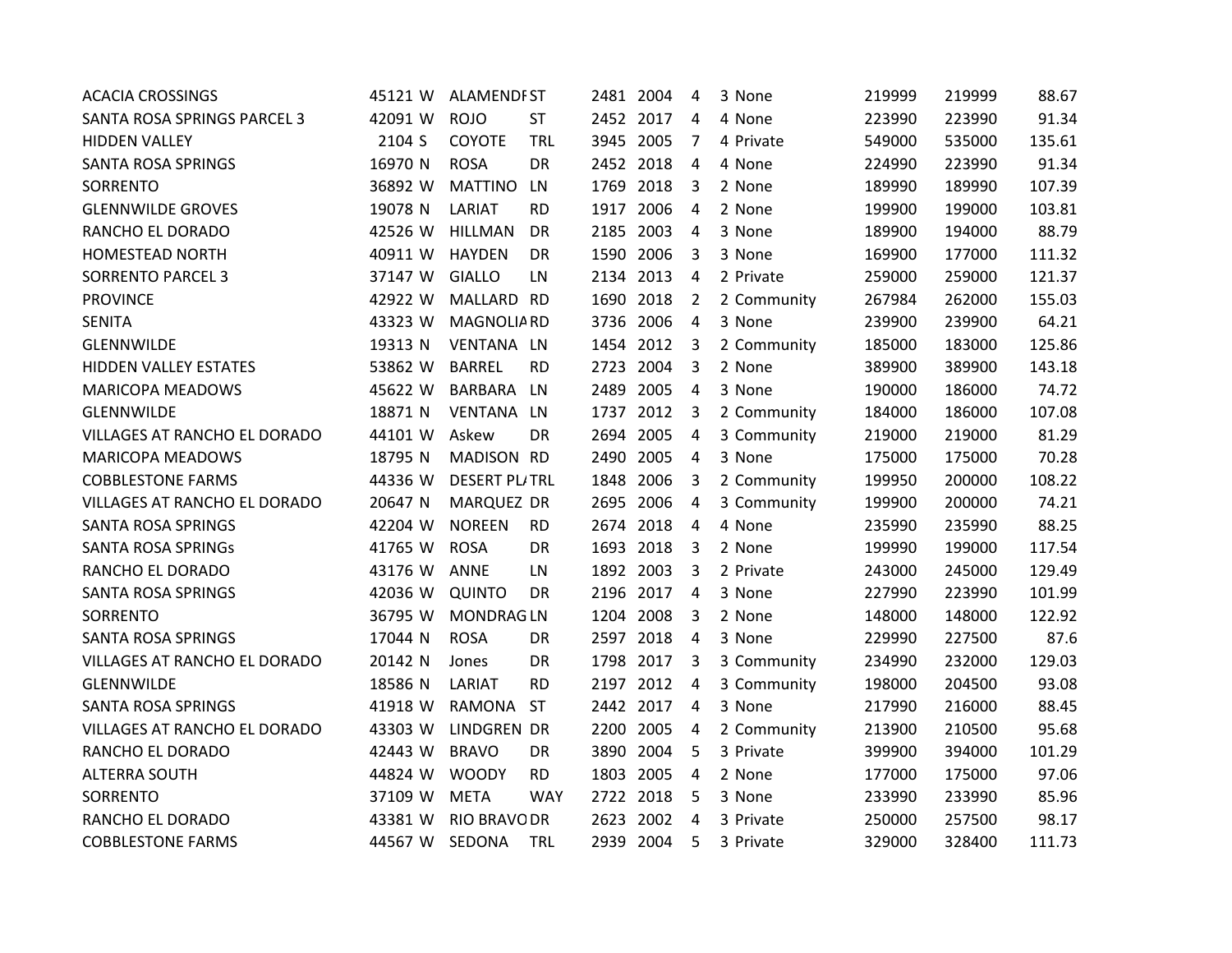| | | | | | | | | | | | | |
|---|---|---|---|---|---|---|---|---|---|---|---|---|
| ACACIA CROSSINGS | 45121 | W | ALAMENDF | ST | 2481 | 2004 | 4 | 3 | None | 219999 | 219999 | 88.67 |
| SANTA ROSA SPRINGS PARCEL 3 | 42091 | W | ROJO | ST | 2452 | 2017 | 4 | 4 | None | 223990 | 223990 | 91.34 |
| HIDDEN VALLEY | 2104 | S | COYOTE | TRL | 3945 | 2005 | 7 | 4 | Private | 549000 | 535000 | 135.61 |
| SANTA ROSA SPRINGS | 16970 | N | ROSA | DR | 2452 | 2018 | 4 | 4 | None | 224990 | 223990 | 91.34 |
| SORRENTO | 36892 | W | MATTINO | LN | 1769 | 2018 | 3 | 2 | None | 189990 | 189990 | 107.39 |
| GLENNWILDE GROVES | 19078 | N | LARIAT | RD | 1917 | 2006 | 4 | 2 | None | 199900 | 199000 | 103.81 |
| RANCHO EL DORADO | 42526 | W | HILLMAN | DR | 2185 | 2003 | 4 | 3 | None | 189900 | 194000 | 88.79 |
| HOMESTEAD NORTH | 40911 | W | HAYDEN | DR | 1590 | 2006 | 3 | 3 | None | 169900 | 177000 | 111.32 |
| SORRENTO PARCEL 3 | 37147 | W | GIALLO | LN | 2134 | 2013 | 4 | 2 | Private | 259000 | 259000 | 121.37 |
| PROVINCE | 42922 | W | MALLARD | RD | 1690 | 2018 | 2 | 2 | Community | 267984 | 262000 | 155.03 |
| SENITA | 43323 | W | MAGNOLIA | RD | 3736 | 2006 | 4 | 3 | None | 239900 | 239900 | 64.21 |
| GLENNWILDE | 19313 | N | VENTANA | LN | 1454 | 2012 | 3 | 2 | Community | 185000 | 183000 | 125.86 |
| HIDDEN VALLEY ESTATES | 53862 | W | BARREL | RD | 2723 | 2004 | 3 | 2 | None | 389900 | 389900 | 143.18 |
| MARICOPA MEADOWS | 45622 | W | BARBARA | LN | 2489 | 2005 | 4 | 3 | None | 190000 | 186000 | 74.72 |
| GLENNWILDE | 18871 | N | VENTANA | LN | 1737 | 2012 | 3 | 2 | Community | 184000 | 186000 | 107.08 |
| VILLAGES AT RANCHO EL DORADO | 44101 | W | Askew | DR | 2694 | 2005 | 4 | 3 | Community | 219000 | 219000 | 81.29 |
| MARICOPA MEADOWS | 18795 | N | MADISON | RD | 2490 | 2005 | 4 | 3 | None | 175000 | 175000 | 70.28 |
| COBBLESTONE FARMS | 44336 | W | DESERT PL/ | TRL | 1848 | 2006 | 3 | 2 | Community | 199950 | 200000 | 108.22 |
| VILLAGES AT RANCHO EL DORADO | 20647 | N | MARQUEZ | DR | 2695 | 2006 | 4 | 3 | Community | 199900 | 200000 | 74.21 |
| SANTA ROSA SPRINGS | 42204 | W | NOREEN | RD | 2674 | 2018 | 4 | 4 | None | 235990 | 235990 | 88.25 |
| SANTA ROSA SPRINGs | 41765 | W | ROSA | DR | 1693 | 2018 | 3 | 2 | None | 199990 | 199000 | 117.54 |
| RANCHO EL DORADO | 43176 | W | ANNE | LN | 1892 | 2003 | 3 | 2 | Private | 243000 | 245000 | 129.49 |
| SANTA ROSA SPRINGS | 42036 | W | QUINTO | DR | 2196 | 2017 | 4 | 3 | None | 227990 | 223990 | 101.99 |
| SORRENTO | 36795 | W | MONDRAG | LN | 1204 | 2008 | 3 | 2 | None | 148000 | 148000 | 122.92 |
| SANTA ROSA SPRINGS | 17044 | N | ROSA | DR | 2597 | 2018 | 4 | 3 | None | 229990 | 227500 | 87.6 |
| VILLAGES AT RANCHO EL DORADO | 20142 | N | Jones | DR | 1798 | 2017 | 3 | 3 | Community | 234990 | 232000 | 129.03 |
| GLENNWILDE | 18586 | N | LARIAT | RD | 2197 | 2012 | 4 | 3 | Community | 198000 | 204500 | 93.08 |
| SANTA ROSA SPRINGS | 41918 | W | RAMONA | ST | 2442 | 2017 | 4 | 3 | None | 217990 | 216000 | 88.45 |
| VILLAGES AT RANCHO EL DORADO | 43303 | W | LINDGREN | DR | 2200 | 2005 | 4 | 2 | Community | 213900 | 210500 | 95.68 |
| RANCHO EL DORADO | 42443 | W | BRAVO | DR | 3890 | 2004 | 5 | 3 | Private | 399900 | 394000 | 101.29 |
| ALTERRA SOUTH | 44824 | W | WOODY | RD | 1803 | 2005 | 4 | 2 | None | 177000 | 175000 | 97.06 |
| SORRENTO | 37109 | W | META | WAY | 2722 | 2018 | 5 | 3 | None | 233990 | 233990 | 85.96 |
| RANCHO EL DORADO | 43381 | W | RIO BRAVO | DR | 2623 | 2002 | 4 | 3 | Private | 250000 | 257500 | 98.17 |
| COBBLESTONE FARMS | 44567 | W | SEDONA | TRL | 2939 | 2004 | 5 | 3 | Private | 329000 | 328400 | 111.73 |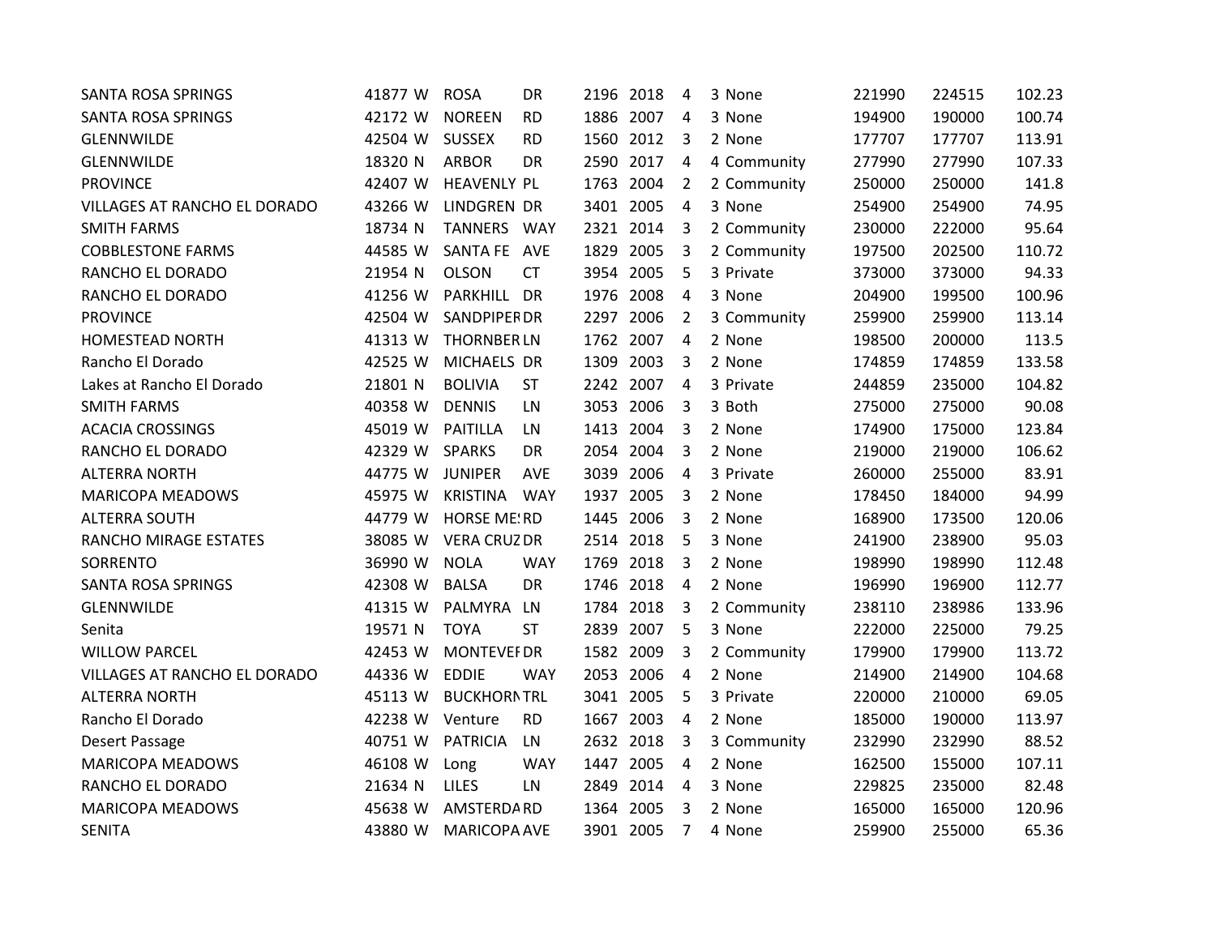| | | | | | | | | | | | | |
|---|---|---|---|---|---|---|---|---|---|---|---|---|
| SANTA ROSA SPRINGS | 41877 | W | ROSA | DR | 2196 | 2018 | 4 | 3 | None | 221990 | 224515 | 102.23 |
| SANTA ROSA SPRINGS | 42172 | W | NOREEN | RD | 1886 | 2007 | 4 | 3 | None | 194900 | 190000 | 100.74 |
| GLENNWILDE | 42504 | W | SUSSEX | RD | 1560 | 2012 | 3 | 2 | None | 177707 | 177707 | 113.91 |
| GLENNWILDE | 18320 | N | ARBOR | DR | 2590 | 2017 | 4 | 4 | Community | 277990 | 277990 | 107.33 |
| PROVINCE | 42407 | W | HEAVENLY | PL | 1763 | 2004 | 2 | 2 | Community | 250000 | 250000 | 141.8 |
| VILLAGES AT RANCHO EL DORADO | 43266 | W | LINDGREN | DR | 3401 | 2005 | 4 | 3 | None | 254900 | 254900 | 74.95 |
| SMITH FARMS | 18734 | N | TANNERS | WAY | 2321 | 2014 | 3 | 2 | Community | 230000 | 222000 | 95.64 |
| COBBLESTONE FARMS | 44585 | W | SANTA FE | AVE | 1829 | 2005 | 3 | 2 | Community | 197500 | 202500 | 110.72 |
| RANCHO EL DORADO | 21954 | N | OLSON | CT | 3954 | 2005 | 5 | 3 | Private | 373000 | 373000 | 94.33 |
| RANCHO EL DORADO | 41256 | W | PARKHILL | DR | 1976 | 2008 | 4 | 3 | None | 204900 | 199500 | 100.96 |
| PROVINCE | 42504 | W | SANDPIPER | DR | 2297 | 2006 | 2 | 3 | Community | 259900 | 259900 | 113.14 |
| HOMESTEAD NORTH | 41313 | W | THORNBER | LN | 1762 | 2007 | 4 | 2 | None | 198500 | 200000 | 113.5 |
| Rancho El Dorado | 42525 | W | MICHAELS | DR | 1309 | 2003 | 3 | 2 | None | 174859 | 174859 | 133.58 |
| Lakes at Rancho El Dorado | 21801 | N | BOLIVIA | ST | 2242 | 2007 | 4 | 3 | Private | 244859 | 235000 | 104.82 |
| SMITH FARMS | 40358 | W | DENNIS | LN | 3053 | 2006 | 3 | 3 | Both | 275000 | 275000 | 90.08 |
| ACACIA CROSSINGS | 45019 | W | PAITILLA | LN | 1413 | 2004 | 3 | 2 | None | 174900 | 175000 | 123.84 |
| RANCHO EL DORADO | 42329 | W | SPARKS | DR | 2054 | 2004 | 3 | 2 | None | 219000 | 219000 | 106.62 |
| ALTERRA NORTH | 44775 | W | JUNIPER | AVE | 3039 | 2006 | 4 | 3 | Private | 260000 | 255000 | 83.91 |
| MARICOPA MEADOWS | 45975 | W | KRISTINA | WAY | 1937 | 2005 | 3 | 2 | None | 178450 | 184000 | 94.99 |
| ALTERRA SOUTH | 44779 | W | HORSE ME! | RD | 1445 | 2006 | 3 | 2 | None | 168900 | 173500 | 120.06 |
| RANCHO MIRAGE ESTATES | 38085 | W | VERA CRUZ | DR | 2514 | 2018 | 5 | 3 | None | 241900 | 238900 | 95.03 |
| SORRENTO | 36990 | W | NOLA | WAY | 1769 | 2018 | 3 | 2 | None | 198990 | 198990 | 112.48 |
| SANTA ROSA SPRINGS | 42308 | W | BALSA | DR | 1746 | 2018 | 4 | 2 | None | 196990 | 196900 | 112.77 |
| GLENNWILDE | 41315 | W | PALMYRA | LN | 1784 | 2018 | 3 | 2 | Community | 238110 | 238986 | 133.96 |
| Senita | 19571 | N | TOYA | ST | 2839 | 2007 | 5 | 3 | None | 222000 | 225000 | 79.25 |
| WILLOW PARCEL | 42453 | W | MONTEVEF | DR | 1582 | 2009 | 3 | 2 | Community | 179900 | 179900 | 113.72 |
| VILLAGES AT RANCHO EL DORADO | 44336 | W | EDDIE | WAY | 2053 | 2006 | 4 | 2 | None | 214900 | 214900 | 104.68 |
| ALTERRA NORTH | 45113 | W | BUCKHORN | TRL | 3041 | 2005 | 5 | 3 | Private | 220000 | 210000 | 69.05 |
| Rancho El Dorado | 42238 | W | Venture | RD | 1667 | 2003 | 4 | 2 | None | 185000 | 190000 | 113.97 |
| Desert Passage | 40751 | W | PATRICIA | LN | 2632 | 2018 | 3 | 3 | Community | 232990 | 232990 | 88.52 |
| MARICOPA MEADOWS | 46108 | W | Long | WAY | 1447 | 2005 | 4 | 2 | None | 162500 | 155000 | 107.11 |
| RANCHO EL DORADO | 21634 | N | LILES | LN | 2849 | 2014 | 4 | 3 | None | 229825 | 235000 | 82.48 |
| MARICOPA MEADOWS | 45638 | W | AMSTERDA | RD | 1364 | 2005 | 3 | 2 | None | 165000 | 165000 | 120.96 |
| SENITA | 43880 | W | MARICOPA | AVE | 3901 | 2005 | 7 | 4 | None | 259900 | 255000 | 65.36 |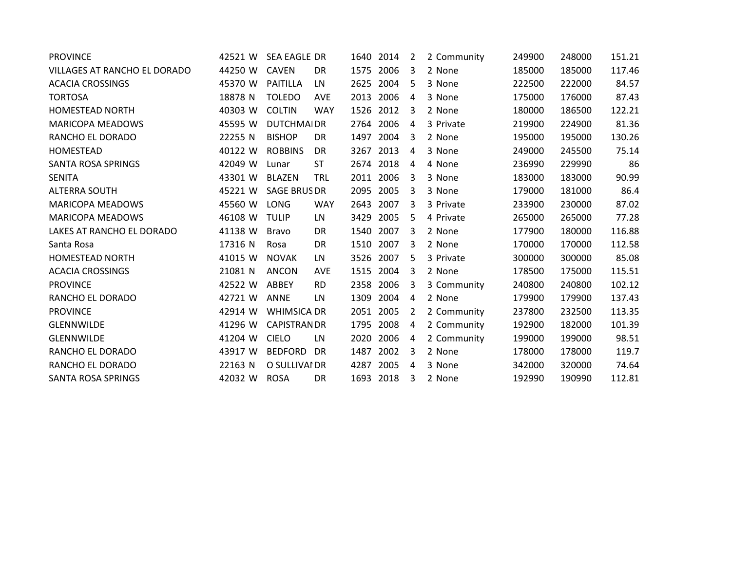| | | | | | | | | | | | | |
|---|---|---|---|---|---|---|---|---|---|---|---|---|
| PROVINCE | 42521 | W | SEA EAGLE | DR | 1640 | 2014 | 2 | 2 | Community | 249900 | 248000 | 151.21 |
| VILLAGES AT RANCHO EL DORADO | 44250 | W | CAVEN | DR | 1575 | 2006 | 3 | 2 | None | 185000 | 185000 | 117.46 |
| ACACIA CROSSINGS | 45370 | W | PAITILLA | LN | 2625 | 2004 | 5 | 3 | None | 222500 | 222000 | 84.57 |
| TORTOSA | 18878 | N | TOLEDO | AVE | 2013 | 2006 | 4 | 3 | None | 175000 | 176000 | 87.43 |
| HOMESTEAD NORTH | 40303 | W | COLTIN | WAY | 1526 | 2012 | 3 | 2 | None | 180000 | 186500 | 122.21 |
| MARICOPA MEADOWS | 45595 | W | DUTCHMAI | DR | 2764 | 2006 | 4 | 3 | Private | 219900 | 224900 | 81.36 |
| RANCHO EL DORADO | 22255 | N | BISHOP | DR | 1497 | 2004 | 3 | 2 | None | 195000 | 195000 | 130.26 |
| HOMESTEAD | 40122 | W | ROBBINS | DR | 3267 | 2013 | 4 | 3 | None | 249000 | 245500 | 75.14 |
| SANTA ROSA SPRINGS | 42049 | W | Lunar | ST | 2674 | 2018 | 4 | 4 | None | 236990 | 229990 | 86 |
| SENITA | 43301 | W | BLAZEN | TRL | 2011 | 2006 | 3 | 3 | None | 183000 | 183000 | 90.99 |
| ALTERRA SOUTH | 45221 | W | SAGE BRUS | DR | 2095 | 2005 | 3 | 3 | None | 179000 | 181000 | 86.4 |
| MARICOPA MEADOWS | 45560 | W | LONG | WAY | 2643 | 2007 | 3 | 3 | Private | 233900 | 230000 | 87.02 |
| MARICOPA MEADOWS | 46108 | W | TULIP | LN | 3429 | 2005 | 5 | 4 | Private | 265000 | 265000 | 77.28 |
| LAKES AT RANCHO EL DORADO | 41138 | W | Bravo | DR | 1540 | 2007 | 3 | 2 | None | 177900 | 180000 | 116.88 |
| Santa Rosa | 17316 | N | Rosa | DR | 1510 | 2007 | 3 | 2 | None | 170000 | 170000 | 112.58 |
| HOMESTEAD NORTH | 41015 | W | NOVAK | LN | 3526 | 2007 | 5 | 3 | Private | 300000 | 300000 | 85.08 |
| ACACIA CROSSINGS | 21081 | N | ANCON | AVE | 1515 | 2004 | 3 | 2 | None | 178500 | 175000 | 115.51 |
| PROVINCE | 42522 | W | ABBEY | RD | 2358 | 2006 | 3 | 3 | Community | 240800 | 240800 | 102.12 |
| RANCHO EL DORADO | 42721 | W | ANNE | LN | 1309 | 2004 | 4 | 2 | None | 179900 | 179900 | 137.43 |
| PROVINCE | 42914 | W | WHIMSICA | DR | 2051 | 2005 | 2 | 2 | Community | 237800 | 232500 | 113.35 |
| GLENNWILDE | 41296 | W | CAPISTRAN | DR | 1795 | 2008 | 4 | 2 | Community | 192900 | 182000 | 101.39 |
| GLENNWILDE | 41204 | W | CIELO | LN | 2020 | 2006 | 4 | 2 | Community | 199000 | 199000 | 98.51 |
| RANCHO EL DORADO | 43917 | W | BEDFORD | DR | 1487 | 2002 | 3 | 2 | None | 178000 | 178000 | 119.7 |
| RANCHO EL DORADO | 22163 | N | O SULLIVAI | DR | 4287 | 2005 | 4 | 3 | None | 342000 | 320000 | 74.64 |
| SANTA ROSA SPRINGS | 42032 | W | ROSA | DR | 1693 | 2018 | 3 | 2 | None | 192990 | 190990 | 112.81 |